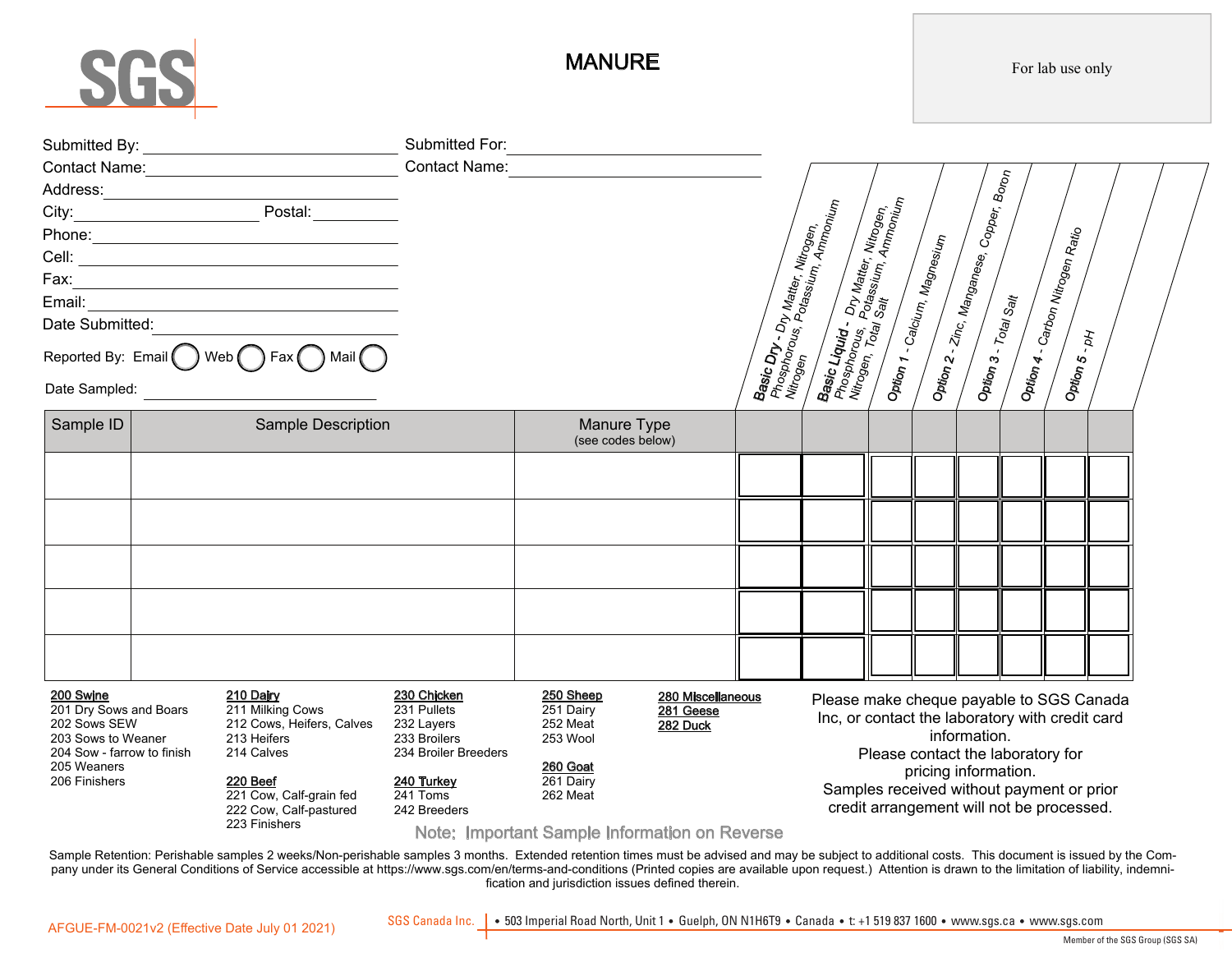SGS

# MANURE

For lab use only

Submitted By: ______________________ Submitted For: ______________________

Contact Name: ______________________ Contact Name: ______________________

Address: ______________________

City: ______________ Postal: ________

Phone: ______________________

Cell: ______________________

Fax: ______________________

Email: ______________________

Date Submitted: ______________________

Reported By: Email ◯ Web ◯ Fax ◯ Mail ◯

Date Sampled: ______________________

| Sample ID | Sample Description | Manure Type (see codes below) | Basic Dry - Dry Matter, Nitrogen, Phosphorous, Potassium, Ammonium Nitrogen | Basic Liquid - Dry Matter, Nitrogen, Phosphorous, Potassium, Ammonium Nitrogen, Total Salt | Option 1 - Calcium, Magnesium | Option 2 - Zinc, Manganese, Copper, Boron | Option 3 - Total Salt | Option 4 - Carbon Nitrogen Ratio | Option 5 - pH | |
|---|---|---|---|---|---|---|---|---|---|---|
| | | | | | | | | | | |
| | | | | | | | | | | |
| | | | | | | | | | | |
| | | | | | | | | | | |
| | | | | | | | | | | |

**200 Swine**
201 Dry Sows and Boars
202 Sows SEW
203 Sows to Weaner
204 Sow - farrow to finish
205 Weaners
206 Finishers

**210 Dairy**
211 Milking Cows
212 Cows, Heifers, Calves
213 Heifers
214 Calves

**220 Beef**
221 Cow, Calf-grain fed
222 Cow, Calf-pastured
223 Finishers

**230 Chicken**
231 Pullets
232 Layers
233 Broilers
234 Broiler Breeders

**240 Turkey**
241 Toms
242 Breeders

**250 Sheep**
251 Dairy
252 Meat
253 Wool

**260 Goat**
261 Dairy
262 Meat

**280 Miscellaneous**
**281 Geese**
**282 Duck**

Please make cheque payable to SGS Canada Inc, or contact the laboratory with credit card information.
Please contact the laboratory for pricing information.
Samples received without payment or prior credit arrangement will not be processed.

Note: Important Sample Information on Reverse

Sample Retention: Perishable samples 2 weeks/Non-perishable samples 3 months. Extended retention times must be advised and may be subject to additional costs. This document is issued by the Company under its General Conditions of Service accessible at https://www.sgs.com/en/terms-and-conditions (Printed copies are available upon request.) Attention is drawn to the limitation of liability, indemnification and jurisdiction issues defined therein.

AFGUE-FM-0021v2 (Effective Date July 01 2021)

SGS Canada Inc. | • 503 Imperial Road North, Unit 1 • Guelph, ON N1H6T9 • Canada • t: +1 519 837 1600 • www.sgs.ca • www.sgs.com

Member of the SGS Group (SGS SA)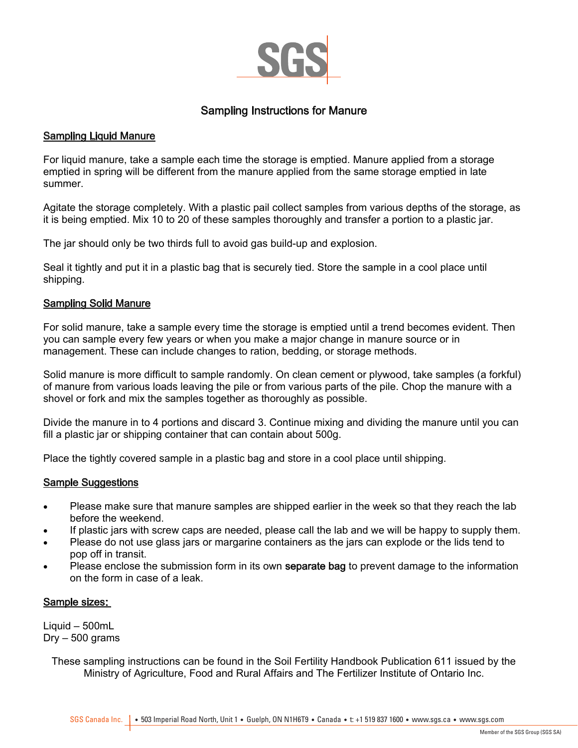SGS

# Sampling Instructions for Manure

## Sampling Liquid Manure

For liquid manure, take a sample each time the storage is emptied. Manure applied from a storage emptied in spring will be different from the manure applied from the same storage emptied in late summer.

Agitate the storage completely. With a plastic pail collect samples from various depths of the storage, as it is being emptied. Mix 10 to 20 of these samples thoroughly and transfer a portion to a plastic jar.

The jar should only be two thirds full to avoid gas build-up and explosion.

Seal it tightly and put it in a plastic bag that is securely tied. Store the sample in a cool place until shipping.

## Sampling Solid Manure

For solid manure, take a sample every time the storage is emptied until a trend becomes evident. Then you can sample every few years or when you make a major change in manure source or in management. These can include changes to ration, bedding, or storage methods.

Solid manure is more difficult to sample randomly. On clean cement or plywood, take samples (a forkful) of manure from various loads leaving the pile or from various parts of the pile. Chop the manure with a shovel or fork and mix the samples together as thoroughly as possible.

Divide the manure in to 4 portions and discard 3. Continue mixing and dividing the manure until you can fill a plastic jar or shipping container that can contain about 500g.

Place the tightly covered sample in a plastic bag and store in a cool place until shipping.

## Sample Suggestions

- Please make sure that manure samples are shipped earlier in the week so that they reach the lab before the weekend.
- If plastic jars with screw caps are needed, please call the lab and we will be happy to supply them.
- Please do not use glass jars or margarine containers as the jars can explode or the lids tend to pop off in transit.
- Please enclose the submission form in its own **separate bag** to prevent damage to the information on the form in case of a leak.

## Sample sizes:

Liquid – 500mL
Dry – 500 grams

These sampling instructions can be found in the Soil Fertility Handbook Publication 611 issued by the Ministry of Agriculture, Food and Rural Affairs and The Fertilizer Institute of Ontario Inc.

SGS Canada Inc. • 503 Imperial Road North, Unit 1 • Guelph, ON N1H6T9 • Canada • t: +1 519 837 1600 • www.sgs.ca • www.sgs.com

Member of the SGS Group (SGS SA)